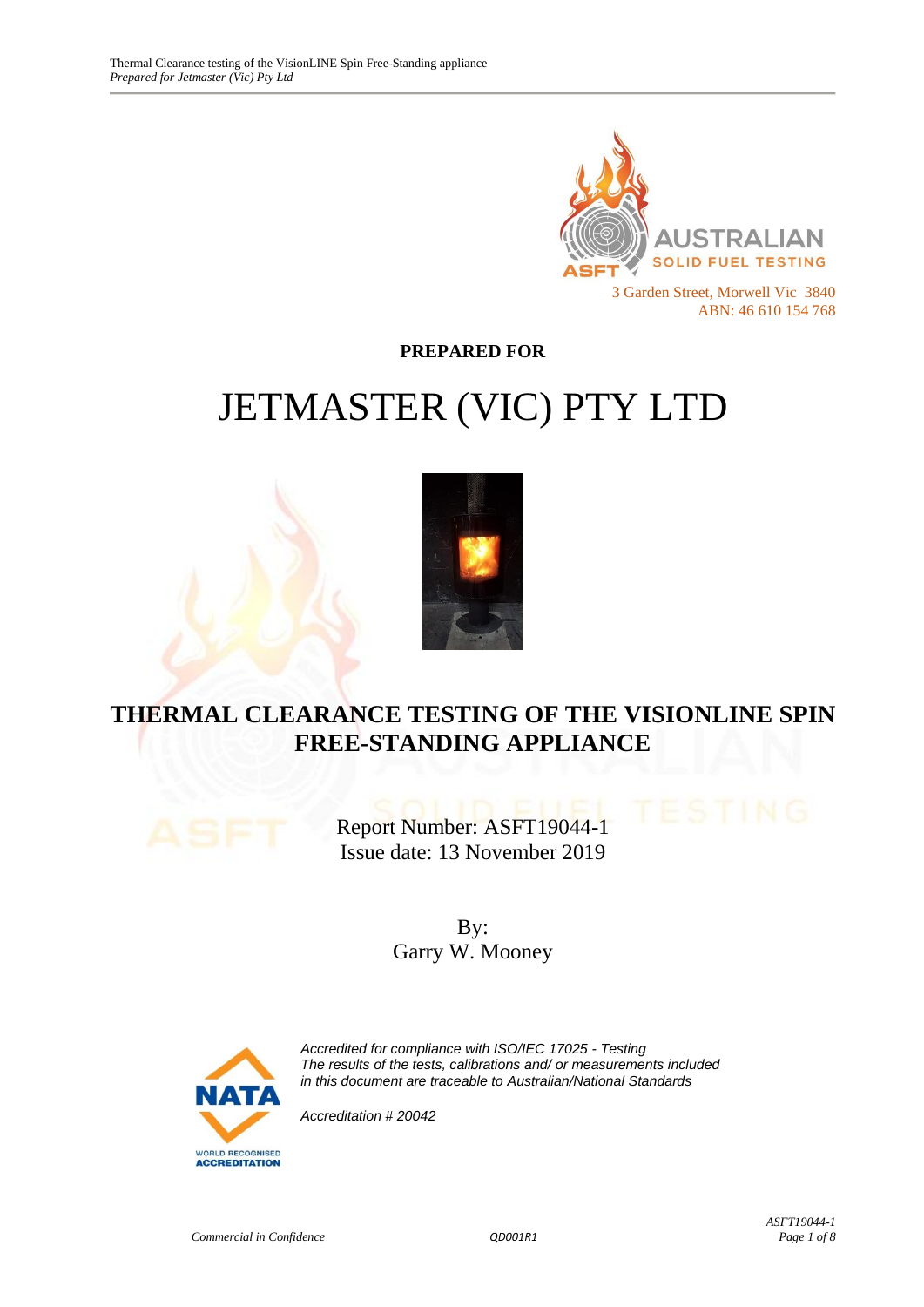AUSTRALIAN SOLID FUEL TESTING

3 Garden Street, Morwell Vic 3840
ABN: 46 610 154 768

**PREPARED FOR**

# JETMASTER (VIC) PTY LTD

## THERMAL CLEARANCE TESTING OF THE VISIONLINE SPIN FREE-STANDING APPLIANCE

Report Number: ASFT19044-1
Issue date: 13 November 2019

By:
Garry W. Mooney

*Accredited for compliance with ISO/IEC 17025 - Testing*
*The results of the tests, calibrations and/ or measurements included in this document are traceable to Australian/National Standards*

*Accreditation # 20042*

*Commercial in Confidence*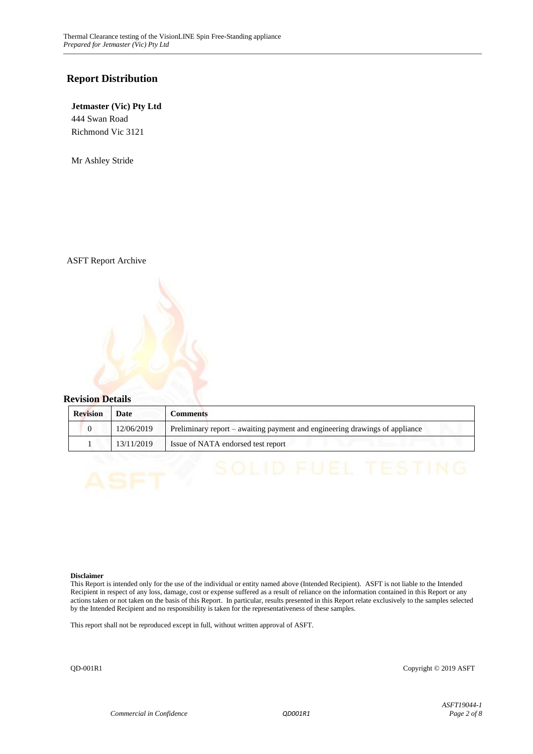## Report Distribution

**Jetmaster (Vic) Pty Ltd**
444 Swan Road
Richmond Vic 3121

Mr Ashley Stride

ASFT Report Archive

## Revision Details

| Revision | Date | Comments |
|---|---|---|
| 0 | 12/06/2019 | Preliminary report – awaiting payment and engineering drawings of appliance |
| 1 | 13/11/2019 | Issue of NATA endorsed test report |

**Disclaimer**
This Report is intended only for the use of the individual or entity named above (Intended Recipient). ASFT is not liable to the Intended Recipient in respect of any loss, damage, cost or expense suffered as a result of reliance on the information contained in this Report or any actions taken or not taken on the basis of this Report. In particular, results presented in this Report relate exclusively to the samples selected by the Intended Recipient and no responsibility is taken for the representativeness of these samples.

This report shall not be reproduced except in full, without written approval of ASFT.

QD-001R1 Copyright © 2019 ASFT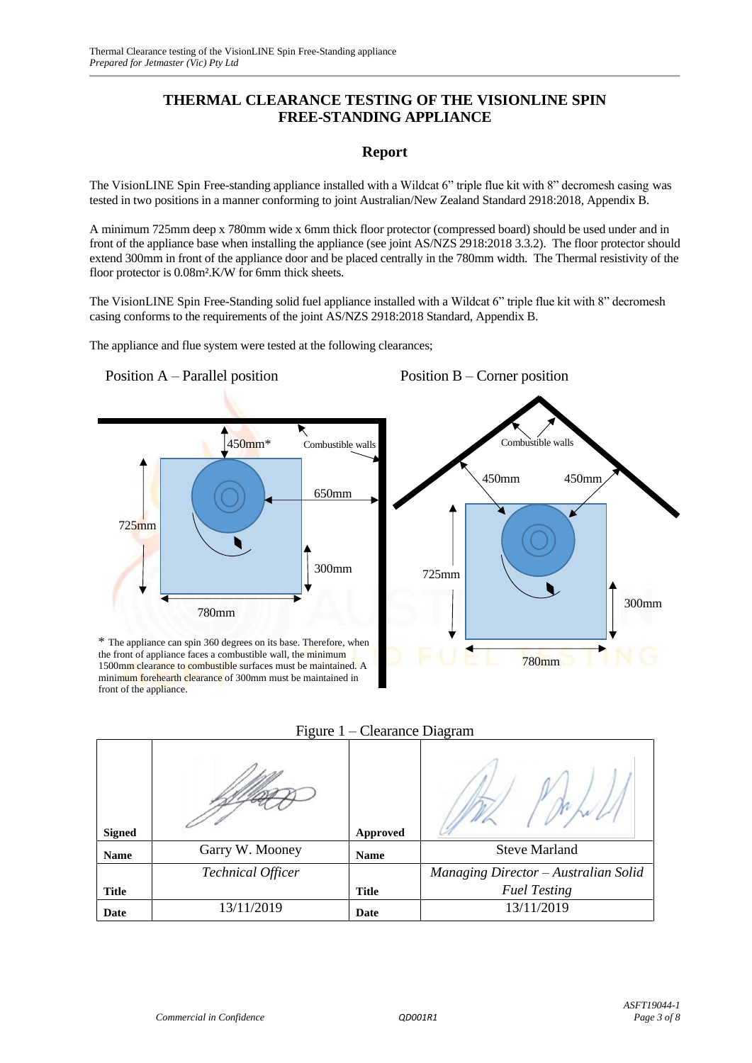# THERMAL CLEARANCE TESTING OF THE VISIONLINE SPIN FREE-STANDING APPLIANCE

## Report

The VisionLINE Spin Free-standing appliance installed with a Wildcat 6" triple flue kit with 8" decromesh casing was tested in two positions in a manner conforming to joint Australian/New Zealand Standard 2918:2018, Appendix B.

A minimum 725mm deep x 780mm wide x 6mm thick floor protector (compressed board) should be used under and in front of the appliance base when installing the appliance (see joint AS/NZS 2918:2018 3.3.2). The floor protector should extend 300mm in front of the appliance door and be placed centrally in the 780mm width. The Thermal resistivity of the floor protector is 0.08m².K/W for 6mm thick sheets.

The VisionLINE Spin Free-Standing solid fuel appliance installed with a Wildcat 6" triple flue kit with 8" decromesh casing conforms to the requirements of the joint AS/NZS 2918:2018 Standard, Appendix B.

The appliance and flue system were tested at the following clearances;

Position A – Parallel position

450mm*
Combustible walls
650mm
725mm
300mm
780mm

\* The appliance can spin 360 degrees on its base. Therefore, when the front of appliance faces a combustible wall, the minimum 1500mm clearance to combustible surfaces must be maintained. A minimum forehearth clearance of 300mm must be maintained in front of the appliance.

Position B – Corner position

Combustible walls
450mm
450mm
725mm
300mm
780mm

Figure 1 – Clearance Diagram

| | | | |
|---|---|---|---|
| **Signed** | | **Approved** | |
| **Name** | Garry W. Mooney | **Name** | Steve Marland |
| **Title** | *Technical Officer* | **Title** | *Managing Director – Australian Solid Fuel Testing* |
| **Date** | 13/11/2019 | **Date** | 13/11/2019 |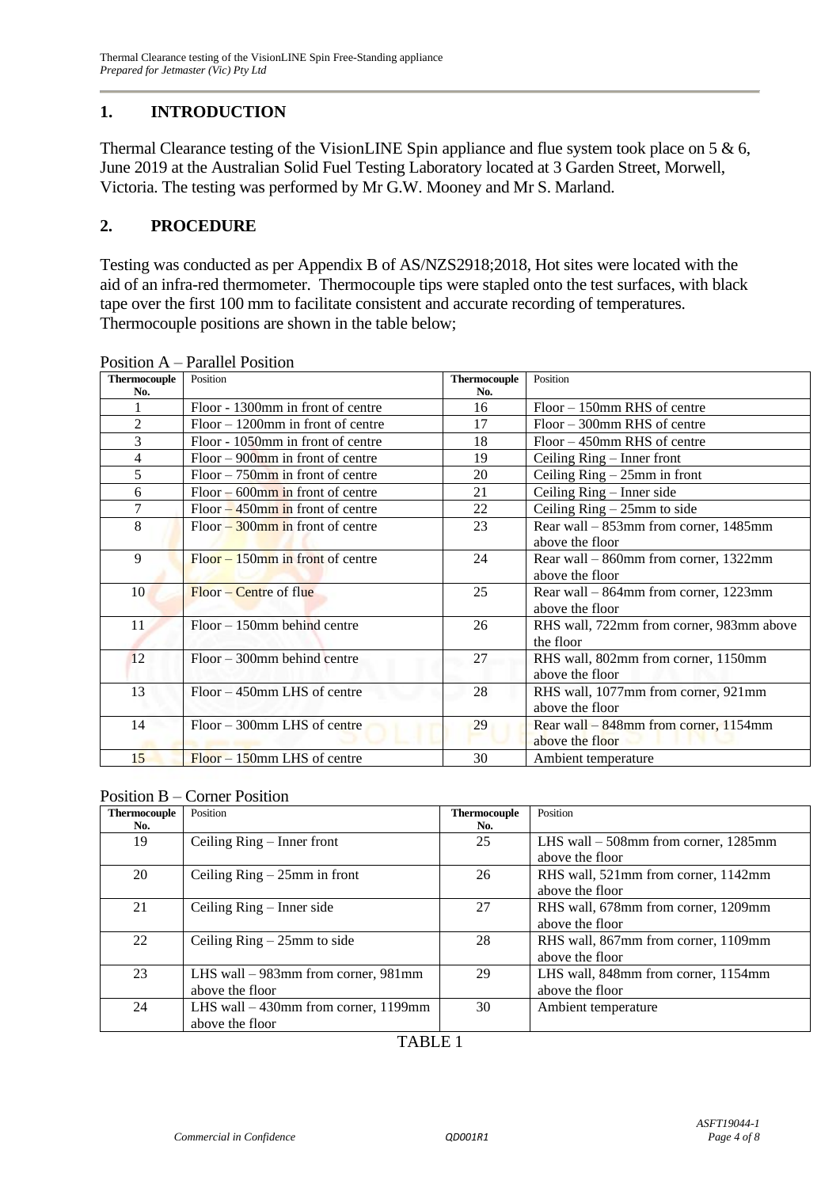## 1. INTRODUCTION

Thermal Clearance testing of the VisionLINE Spin appliance and flue system took place on 5 & 6, June 2019 at the Australian Solid Fuel Testing Laboratory located at 3 Garden Street, Morwell, Victoria. The testing was performed by Mr G.W. Mooney and Mr S. Marland.

## 2. PROCEDURE

Testing was conducted as per Appendix B of AS/NZS2918;2018, Hot sites were located with the aid of an infra-red thermometer. Thermocouple tips were stapled onto the test surfaces, with black tape over the first 100 mm to facilitate consistent and accurate recording of temperatures. Thermocouple positions are shown in the table below;

Position A – Parallel Position

| Thermocouple No. | Position | Thermocouple No. | Position |
|---|---|---|---|
| 1 | Floor - 1300mm in front of centre | 16 | Floor – 150mm RHS of centre |
| 2 | Floor – 1200mm in front of centre | 17 | Floor – 300mm RHS of centre |
| 3 | Floor - 1050mm in front of centre | 18 | Floor – 450mm RHS of centre |
| 4 | Floor – 900mm in front of centre | 19 | Ceiling Ring – Inner front |
| 5 | Floor – 750mm in front of centre | 20 | Ceiling Ring – 25mm in front |
| 6 | Floor – 600mm in front of centre | 21 | Ceiling Ring – Inner side |
| 7 | Floor – 450mm in front of centre | 22 | Ceiling Ring – 25mm to side |
| 8 | Floor – 300mm in front of centre | 23 | Rear wall – 853mm from corner, 1485mm above the floor |
| 9 | Floor – 150mm in front of centre | 24 | Rear wall – 860mm from corner, 1322mm above the floor |
| 10 | Floor – Centre of flue | 25 | Rear wall – 864mm from corner, 1223mm above the floor |
| 11 | Floor – 150mm behind centre | 26 | RHS wall, 722mm from corner, 983mm above the floor |
| 12 | Floor – 300mm behind centre | 27 | RHS wall, 802mm from corner, 1150mm above the floor |
| 13 | Floor – 450mm LHS of centre | 28 | RHS wall, 1077mm from corner, 921mm above the floor |
| 14 | Floor – 300mm LHS of centre | 29 | Rear wall – 848mm from corner, 1154mm above the floor |
| 15 | Floor – 150mm LHS of centre | 30 | Ambient temperature |

Position B – Corner Position

| Thermocouple No. | Position | Thermocouple No. | Position |
|---|---|---|---|
| 19 | Ceiling Ring – Inner front | 25 | LHS wall – 508mm from corner, 1285mm above the floor |
| 20 | Ceiling Ring – 25mm in front | 26 | RHS wall, 521mm from corner, 1142mm above the floor |
| 21 | Ceiling Ring – Inner side | 27 | RHS wall, 678mm from corner, 1209mm above the floor |
| 22 | Ceiling Ring – 25mm to side | 28 | RHS wall, 867mm from corner, 1109mm above the floor |
| 23 | LHS wall – 983mm from corner, 981mm above the floor | 29 | LHS wall, 848mm from corner, 1154mm above the floor |
| 24 | LHS wall – 430mm from corner, 1199mm above the floor | 30 | Ambient temperature |

TABLE 1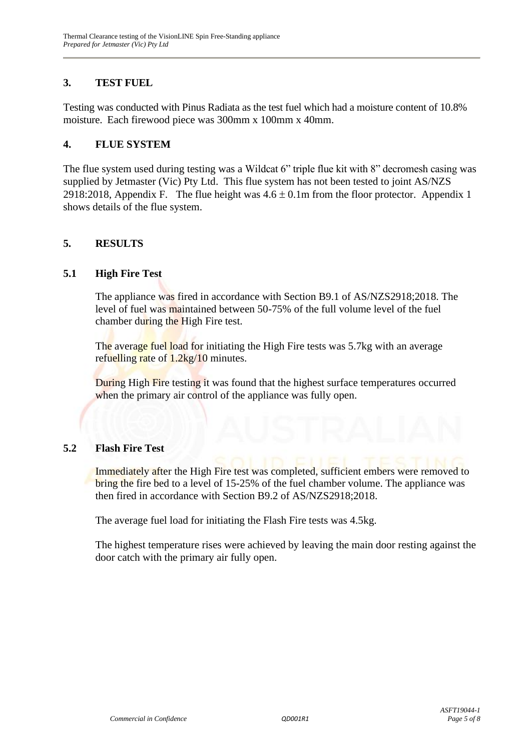## 3. TEST FUEL

Testing was conducted with Pinus Radiata as the test fuel which had a moisture content of 10.8% moisture. Each firewood piece was 300mm x 100mm x 40mm.

## 4. FLUE SYSTEM

The flue system used during testing was a Wildcat 6" triple flue kit with 8" decromesh casing was supplied by Jetmaster (Vic) Pty Ltd. This flue system has not been tested to joint AS/NZS 2918:2018, Appendix F. The flue height was $4.6 \pm 0.1$m from the floor protector. Appendix 1 shows details of the flue system.

## 5. RESULTS

### 5.1 High Fire Test

The appliance was fired in accordance with Section B9.1 of AS/NZS2918;2018. The level of fuel was maintained between 50-75% of the full volume level of the fuel chamber during the High Fire test.

The average fuel load for initiating the High Fire tests was 5.7kg with an average refuelling rate of 1.2kg/10 minutes.

During High Fire testing it was found that the highest surface temperatures occurred when the primary air control of the appliance was fully open.

### 5.2 Flash Fire Test

Immediately after the High Fire test was completed, sufficient embers were removed to bring the fire bed to a level of 15-25% of the fuel chamber volume. The appliance was then fired in accordance with Section B9.2 of AS/NZS2918;2018.

The average fuel load for initiating the Flash Fire tests was 4.5kg.

The highest temperature rises were achieved by leaving the main door resting against the door catch with the primary air fully open.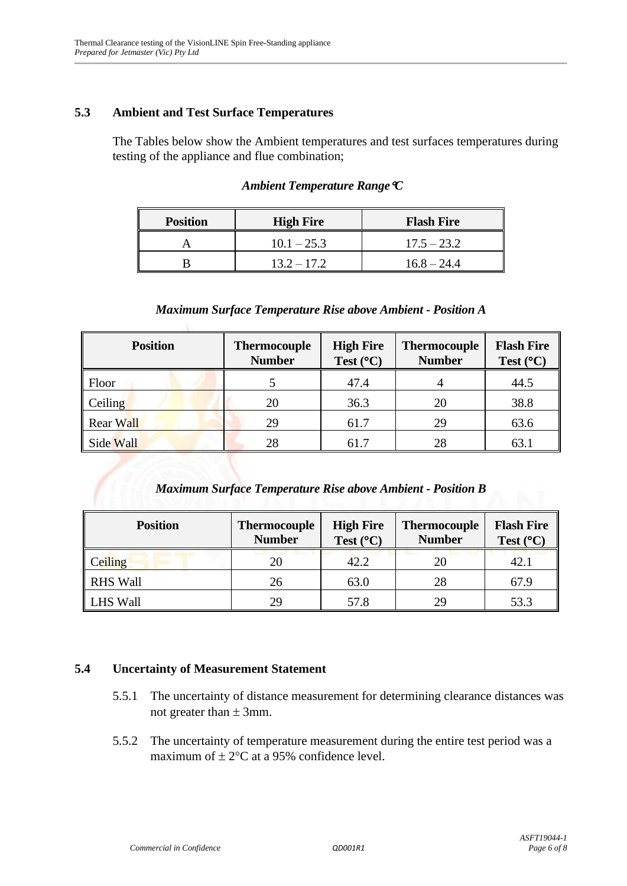## 5.3 Ambient and Test Surface Temperatures

The Tables below show the Ambient temperatures and test surfaces temperatures during testing of the appliance and flue combination;

*Ambient Temperature Range °C*

| Position | High Fire | Flash Fire |
|---|---|---|
| A | 10.1 – 25.3 | 17.5 – 23.2 |
| B | 13.2 – 17.2 | 16.8 – 24.4 |

*Maximum Surface Temperature Rise above Ambient - Position A*

| Position | Thermocouple Number | High Fire Test (°C) | Thermocouple Number | Flash Fire Test (°C) |
|---|---|---|---|---|
| Floor | 5 | 47.4 | 4 | 44.5 |
| Ceiling | 20 | 36.3 | 20 | 38.8 |
| Rear Wall | 29 | 61.7 | 29 | 63.6 |
| Side Wall | 28 | 61.7 | 28 | 63.1 |

*Maximum Surface Temperature Rise above Ambient - Position B*

| Position | Thermocouple Number | High Fire Test (°C) | Thermocouple Number | Flash Fire Test (°C) |
|---|---|---|---|---|
| Ceiling | 20 | 42.2 | 20 | 42.1 |
| RHS Wall | 26 | 63.0 | 28 | 67.9 |
| LHS Wall | 29 | 57.8 | 29 | 53.3 |

## 5.4 Uncertainty of Measurement Statement

5.5.1 The uncertainty of distance measurement for determining clearance distances was not greater than ± 3mm.

5.5.2 The uncertainty of temperature measurement during the entire test period was a maximum of ± 2°C at a 95% confidence level.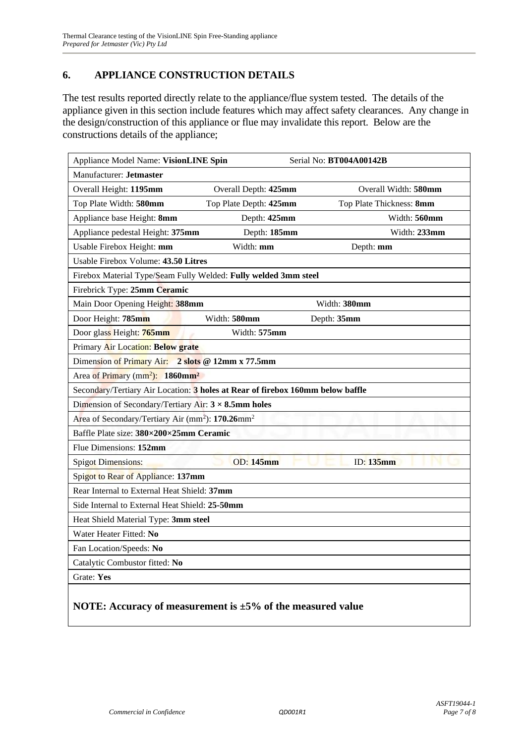## 6. APPLIANCE CONSTRUCTION DETAILS

The test results reported directly relate to the appliance/flue system tested. The details of the appliance given in this section include features which may affect safety clearances. Any change in the design/construction of this appliance or flue may invalidate this report. Below are the constructions details of the appliance;

| | | |
|---|---|---|
| Appliance Model Name: **VisionLINE Spin** | Serial No: **BT004A00142B** | |
| Manufacturer: **Jetmaster** | | |
| Overall Height: **1195mm** | Overall Depth: **425mm** | Overall Width: **580mm** |
| Top Plate Width: **580mm** | Top Plate Depth: **425mm** | Top Plate Thickness: **8mm** |
| Appliance base Height: **8mm** | Depth: **425mm** | Width: **560mm** |
| Appliance pedestal Height: **375mm** | Depth: **185mm** | Width: **233mm** |
| Usable Firebox Height: **mm** | Width: **mm** | Depth: **mm** |
| Usable Firebox Volume: **43.50 Litres** | | |
| Firebox Material Type/Seam Fully Welded: **Fully welded 3mm steel** | | |
| Firebrick Type: **25mm Ceramic** | | |
| Main Door Opening Height: **388mm** | Width: **380mm** | |
| Door Height: **785mm** | Width: **580mm** | Depth: **35mm** |
| Door glass Height: **765mm** | Width: **575mm** | |
| Primary Air Location: **Below grate** | | |
| Dimension of Primary Air: **2 slots @ 12mm x 77.5mm** | | |
| Area of Primary ($mm^2$): **1860mm²** | | |
| Secondary/Tertiary Air Location: **3 holes at Rear of firebox 160mm below baffle** | | |
| Dimension of Secondary/Tertiary Air: **3 × 8.5mm holes** | | |
| Area of Secondary/Tertiary Air ($mm^2$): **170.26**$mm^2$ | | |
| Baffle Plate size: **380×200×25mm Ceramic** | | |
| Flue Dimensions: **152mm** | | |
| Spigot Dimensions: | OD: **145mm** | ID: **135mm** |
| Spigot to Rear of Appliance: **137mm** | | |
| Rear Internal to External Heat Shield: **37mm** | | |
| Side Internal to External Heat Shield: **25-50mm** | | |
| Heat Shield Material Type: **3mm steel** | | |
| Water Heater Fitted: **No** | | |
| Fan Location/Speeds: **No** | | |
| Catalytic Combustor fitted: **No** | | |
| Grate: **Yes** | | |

**NOTE: Accuracy of measurement is ±5% of the measured value**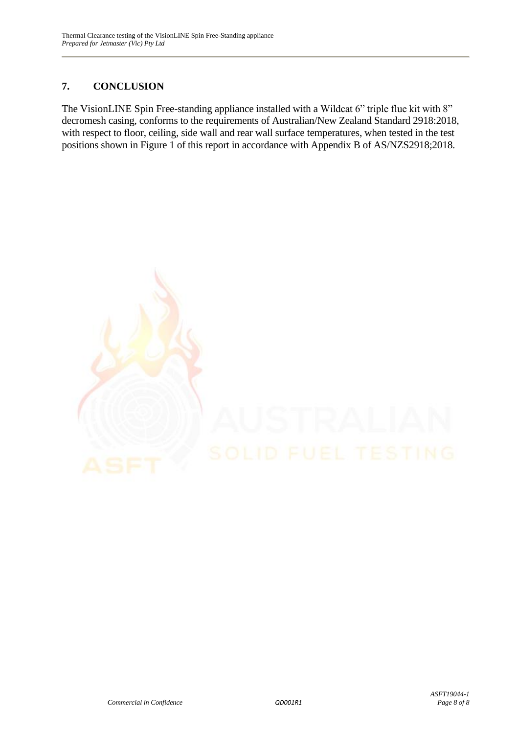## 7. CONCLUSION

The VisionLINE Spin Free-standing appliance installed with a Wildcat 6" triple flue kit with 8" decromesh casing, conforms to the requirements of Australian/New Zealand Standard 2918:2018, with respect to floor, ceiling, side wall and rear wall surface temperatures, when tested in the test positions shown in Figure 1 of this report in accordance with Appendix B of AS/NZS2918;2018.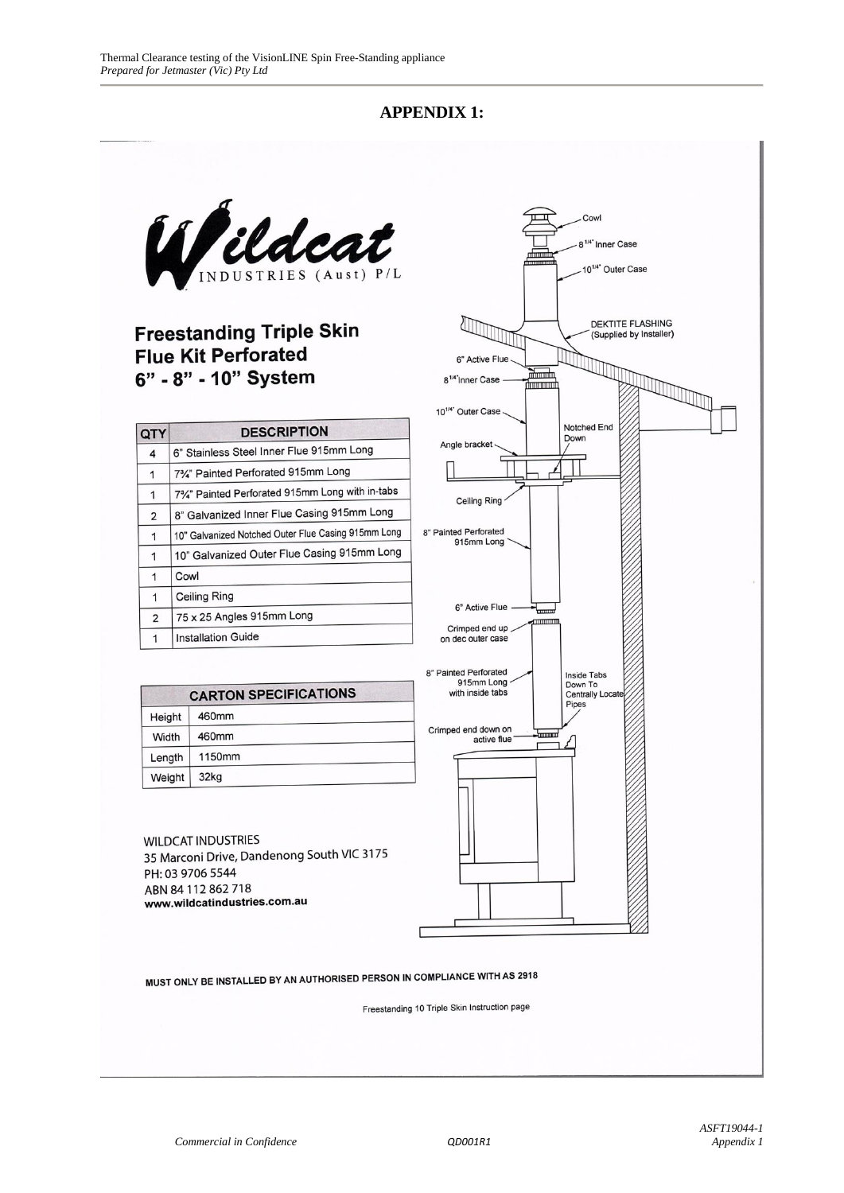## APPENDIX 1:

Wildcat INDUSTRIES (Aust) P/L

# Freestanding Triple Skin Flue Kit Perforated 6" - 8" - 10" System

| QTY | DESCRIPTION |
|---|---|
| 4 | 6" Stainless Steel Inner Flue 915mm Long |
| 1 | 7¾" Painted Perforated 915mm Long |
| 1 | 7¾" Painted Perforated 915mm Long with in-tabs |
| 2 | 8" Galvanized Inner Flue Casing 915mm Long |
| 1 | 10" Galvanized Notched Outer Flue Casing 915mm Long |
| 1 | 10" Galvanized Outer Flue Casing 915mm Long |
| 1 | Cowl |
| 1 | Ceiling Ring |
| 2 | 75 x 25 Angles 915mm Long |
| 1 | Installation Guide |

| CARTON SPECIFICATIONS | |
|---|---|
| Height | 460mm |
| Width | 460mm |
| Length | 1150mm |
| Weight | 32kg |

WILDCAT INDUSTRIES
35 Marconi Drive, Dandenong South VIC 3175
PH: 03 9706 5544
ABN 84 112 862 718
www.wildcatindustries.com.au

Cowl
8 1/4" Inner Case
10 1/4" Outer Case
DEKTITE FLASHING (Supplied by Installer)
6" Active Flue
8 1/4" Inner Case
10 1/4" Outer Case
Notched End Down
Angle bracket
Ceiling Ring
8" Painted Perforated 915mm Long
6" Active Flue
Crimped end up on dec outer case
8" Painted Perforated 915mm Long with inside tabs
Inside Tabs Down To Centrally Locate Pipes
Crimped end down on active flue

MUST ONLY BE INSTALLED BY AN AUTHORISED PERSON IN COMPLIANCE WITH AS 2918

Freestanding 10 Triple Skin Instruction page